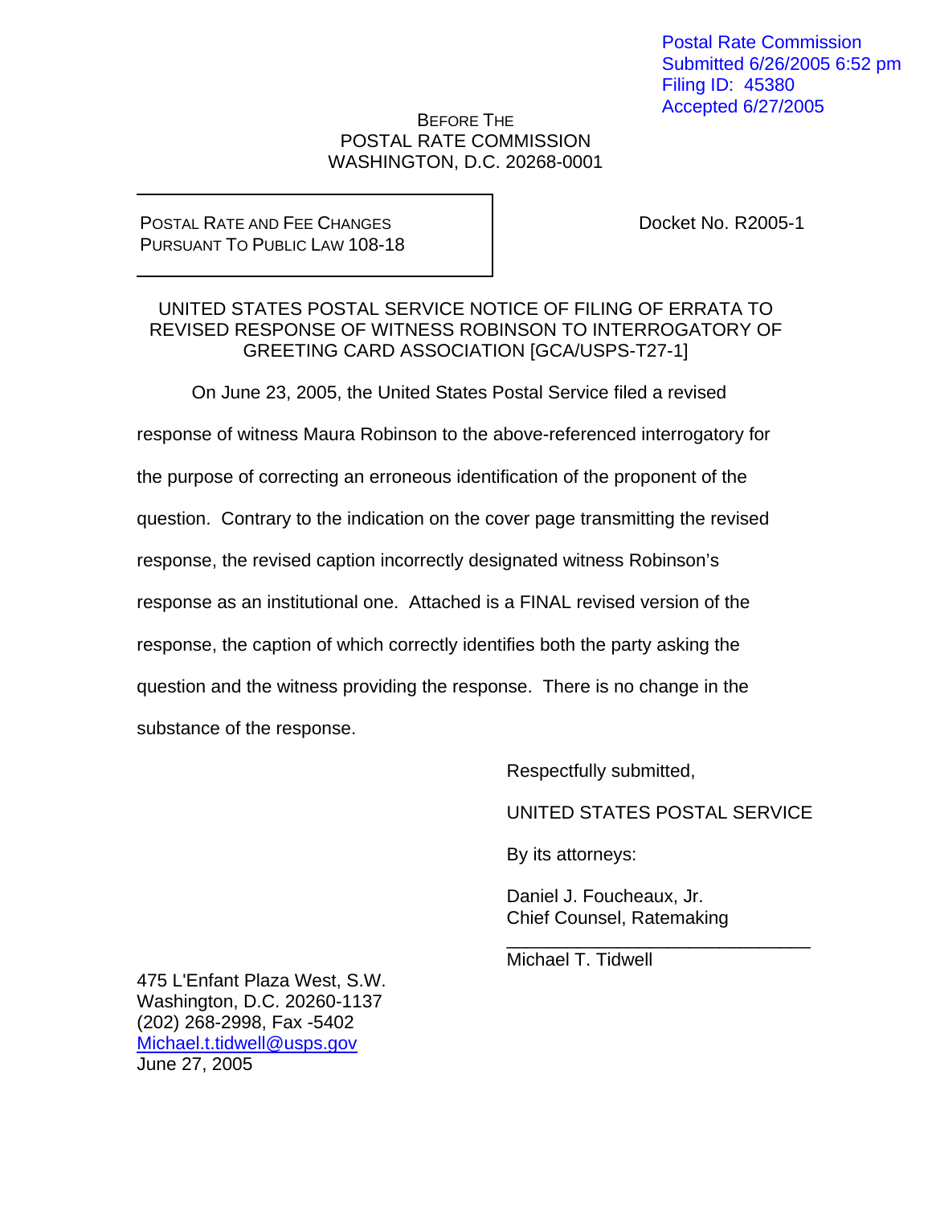Postal Rate Commission
Submitted 6/26/2005 6:52 pm
Filing ID: 45380
Accepted 6/27/2005

BEFORE THE
POSTAL RATE COMMISSION
WASHINGTON, D.C. 20268-0001

POSTAL RATE AND FEE CHANGES
PURSUANT TO PUBLIC LAW 108-18

Docket No. R2005-1

UNITED STATES POSTAL SERVICE NOTICE OF FILING OF ERRATA TO REVISED RESPONSE OF WITNESS ROBINSON TO INTERROGATORY OF GREETING CARD ASSOCIATION [GCA/USPS-T27-1]

On June 23, 2005, the United States Postal Service filed a revised response of witness Maura Robinson to the above-referenced interrogatory for the purpose of correcting an erroneous identification of the proponent of the question. Contrary to the indication on the cover page transmitting the revised response, the revised caption incorrectly designated witness Robinson's response as an institutional one. Attached is a FINAL revised version of the response, the caption of which correctly identifies both the party asking the question and the witness providing the response. There is no change in the substance of the response.

Respectfully submitted,

UNITED STATES POSTAL SERVICE

By its attorneys:

Daniel J. Foucheaux, Jr.
Chief Counsel, Ratemaking

______________________________
Michael T. Tidwell

475 L'Enfant Plaza West, S.W.
Washington, D.C. 20260-1137
(202) 268-2998, Fax -5402
Michael.t.tidwell@usps.gov
June 27, 2005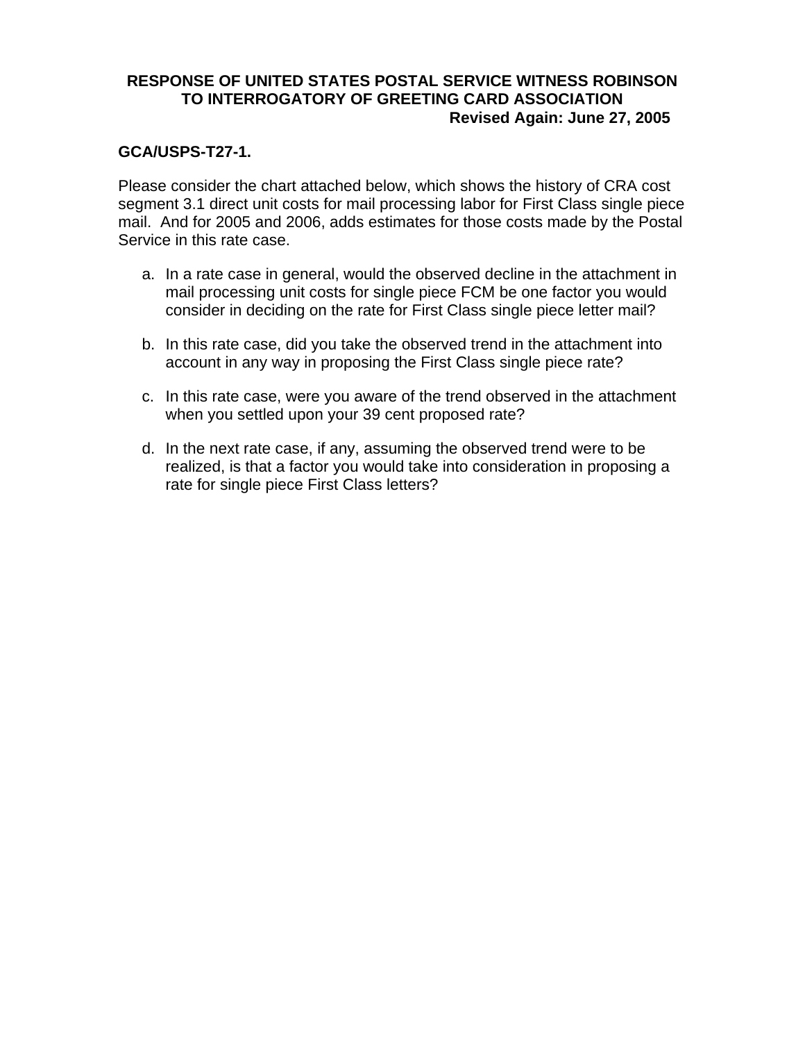**RESPONSE OF UNITED STATES POSTAL SERVICE WITNESS ROBINSON TO INTERROGATORY OF GREETING CARD ASSOCIATION**

**Revised Again: June 27, 2005**

**GCA/USPS-T27-1.**

Please consider the chart attached below, which shows the history of CRA cost segment 3.1 direct unit costs for mail processing labor for First Class single piece mail. And for 2005 and 2006, adds estimates for those costs made by the Postal Service in this rate case.

a. In a rate case in general, would the observed decline in the attachment in mail processing unit costs for single piece FCM be one factor you would consider in deciding on the rate for First Class single piece letter mail?

b. In this rate case, did you take the observed trend in the attachment into account in any way in proposing the First Class single piece rate?

c. In this rate case, were you aware of the trend observed in the attachment when you settled upon your 39 cent proposed rate?

d. In the next rate case, if any, assuming the observed trend were to be realized, is that a factor you would take into consideration in proposing a rate for single piece First Class letters?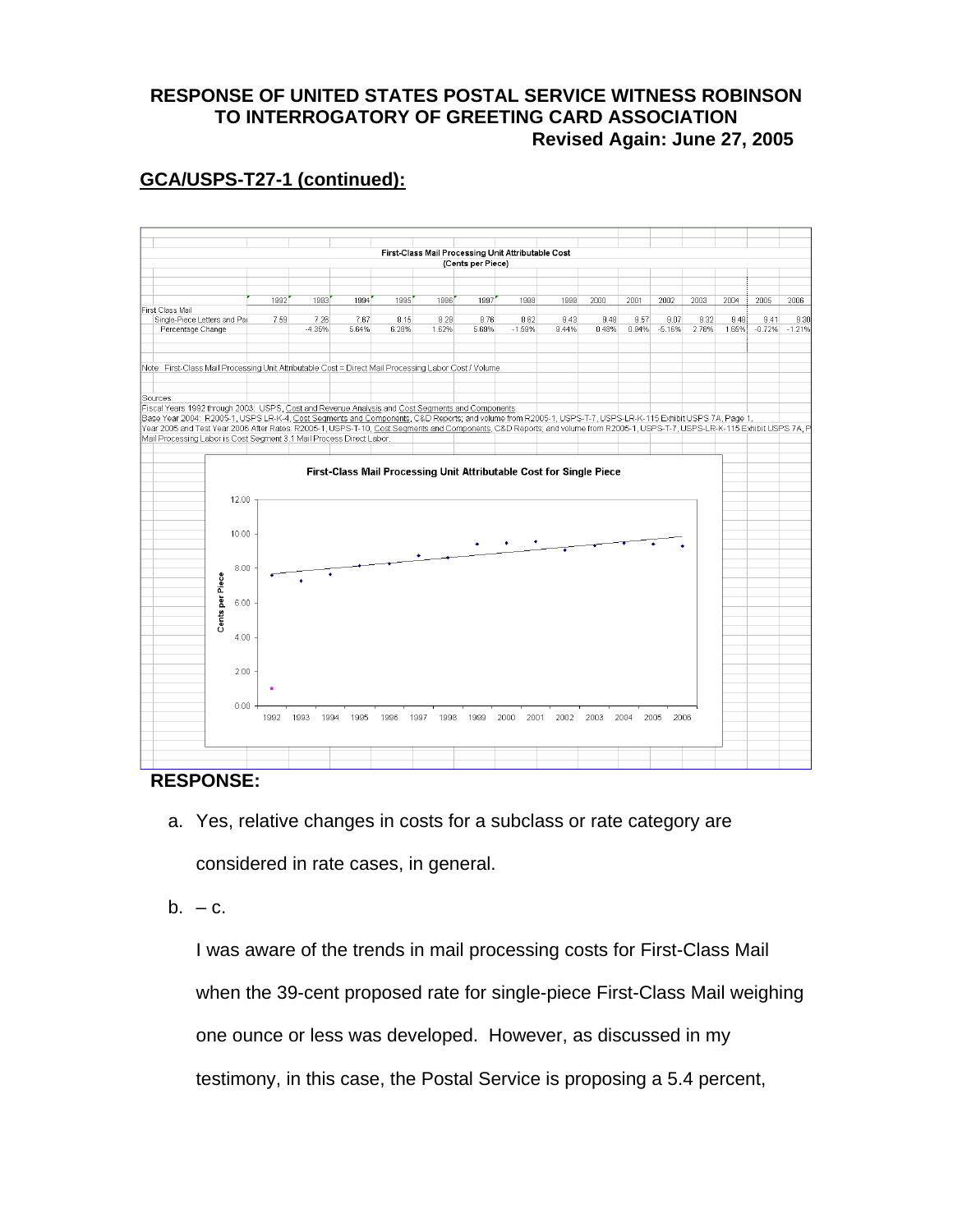**RESPONSE OF UNITED STATES POSTAL SERVICE WITNESS ROBINSON TO INTERROGATORY OF GREETING CARD ASSOCIATION**
**Revised Again: June 27, 2005**

**GCA/USPS-T27-1 (continued):**

First-Class Mail Processing Unit Attributable Cost
(Cents per Piece)

| | 1992 | 1993 | 1994 | 1995 | 1996 | 1997 | 1998 | 1999 | 2000 | 2001 | 2002 | 2003 | 2004 | 2005 | 2006 |
|---|---|---|---|---|---|---|---|---|---|---|---|---|---|---|---|
| First Class Mail | | | | | | | | | | | | | | | |
| Single-Piece Letters and Par | 7.59 | 7.26 | 7.67 | 8.15 | 8.28 | 8.76 | 8.62 | 9.43 | 9.48 | 9.57 | 9.07 | 9.32 | 9.48 | 9.41 | 9.30 |
| Percentage Change | | -4.35% | 5.64% | 6.28% | 1.62% | 5.69% | -1.59% | 9.44% | 0.48% | 0.84% | -5.16% | 2.78% | 1.65% | -0.72% | -1.21% |

Note: First-Class Mail Processing Unit Attributable Cost = Direct Mail Processing Labor Cost / Volume

Sources:
Fiscal Years 1992 through 2003: USPS, Cost and Revenue Analysis and Cost Segments and Components.
Base Year 2004: R2005-1, USPS LR-K-4, Cost Segments and Components, C&D Reports; and volume from R2005-1, USPS-T-7, USPS-LR-K-115 Exhibit USPS 7A, Page 1.
Year 2005 and Test Year 2006 After Rates: R2005-1, USPS-T-10, Cost Segments and Components, C&D Reports; and volume from R2005-1, USPS-T-7, USPS-LR-K-115 Exhibit USPS 7A, P
Mail Processing Labor is Cost Segment 3.1 Mail Process Direct Labor.

First-Class Mail Processing Unit Attributable Cost for Single Piece

**RESPONSE:**

a. Yes, relative changes in costs for a subclass or rate category are considered in rate cases, in general.

b. – c.

I was aware of the trends in mail processing costs for First-Class Mail when the 39-cent proposed rate for single-piece First-Class Mail weighing one ounce or less was developed. However, as discussed in my testimony, in this case, the Postal Service is proposing a 5.4 percent,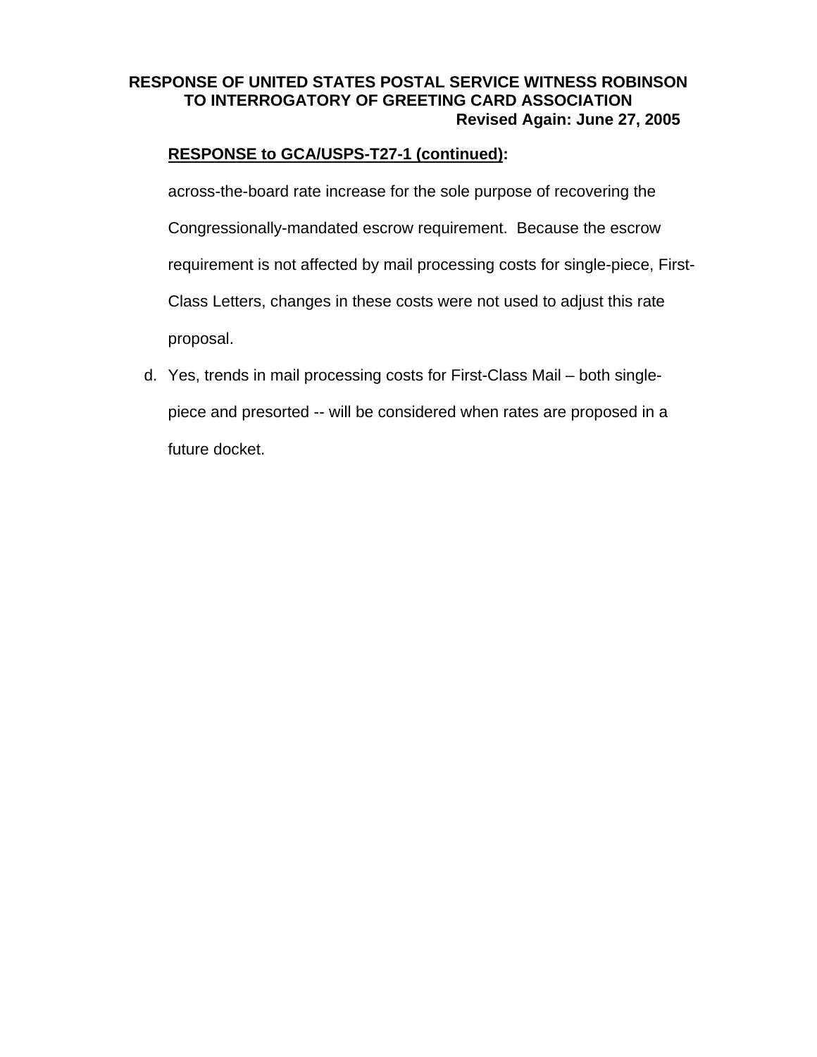**RESPONSE to GCA/USPS-T27-1 (continued):**

across-the-board rate increase for the sole purpose of recovering the Congressionally-mandated escrow requirement. Because the escrow requirement is not affected by mail processing costs for single-piece, First-Class Letters, changes in these costs were not used to adjust this rate proposal.

d. Yes, trends in mail processing costs for First-Class Mail – both single-piece and presorted -- will be considered when rates are proposed in a future docket.